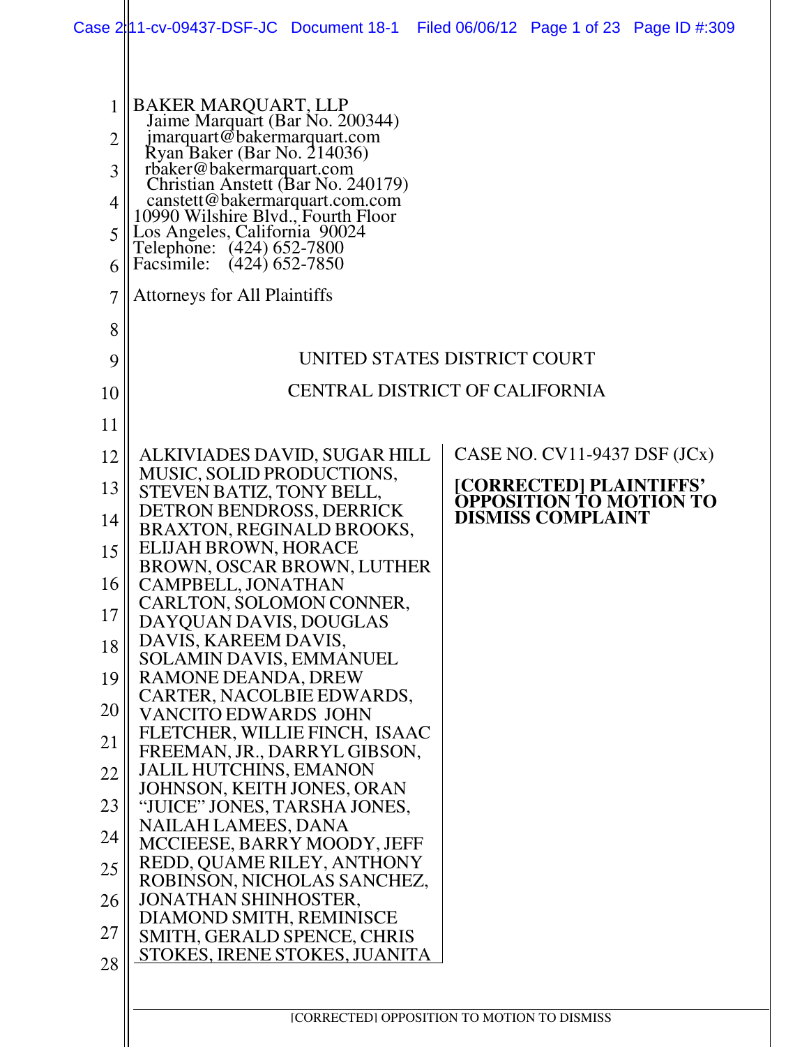BAKER MARQUART, LLP
Jaime Marquart (Bar No. 200344)
jmarquart@bakermarquart.com
Ryan Baker (Bar No. 214036)
rbaker@bakermarquart.com
Christian Anstett (Bar No. 240179)
canstett@bakermarquart.com.com
10990 Wilshire Blvd., Fourth Floor
Los Angeles, California 90024
Telephone: (424) 652-7800
Facsimile: (424) 652-7850

Attorneys for All Plaintiffs

UNITED STATES DISTRICT COURT

CENTRAL DISTRICT OF CALIFORNIA

ALKIVIADES DAVID, SUGAR HILL MUSIC, SOLID PRODUCTIONS, STEVEN BATIZ, TONY BELL, DETRON BENDROSS, DERRICK BRAXTON, REGINALD BROOKS, ELIJAH BROWN, HORACE BROWN, OSCAR BROWN, LUTHER CAMPBELL, JONATHAN CARLTON, SOLOMON CONNER, DAYQUAN DAVIS, DOUGLAS DAVIS, KAREEM DAVIS, SOLAMIN DAVIS, EMMANUEL RAMONE DEANDA, DREW CARTER, NACOLBIE EDWARDS, VANCITO EDWARDS JOHN FLETCHER, WILLIE FINCH, ISAAC FREEMAN, JR., DARRYL GIBSON, JALIL HUTCHINS, EMANON JOHNSON, KEITH JONES, ORAN "JUICE" JONES, TARSHA JONES, NAILAH LAMEES, DANA MCCIEESE, BARRY MOODY, JEFF REDD, QUAME RILEY, ANTHONY ROBINSON, NICHOLAS SANCHEZ, JONATHAN SHINHOSTER, DIAMOND SMITH, REMINISCE SMITH, GERALD SPENCE, CHRIS STOKES, IRENE STOKES, JUANITA

CASE NO. CV11-9437 DSF (JCx)

**[CORRECTED] PLAINTIFFS' OPPOSITION TO MOTION TO DISMISS COMPLAINT**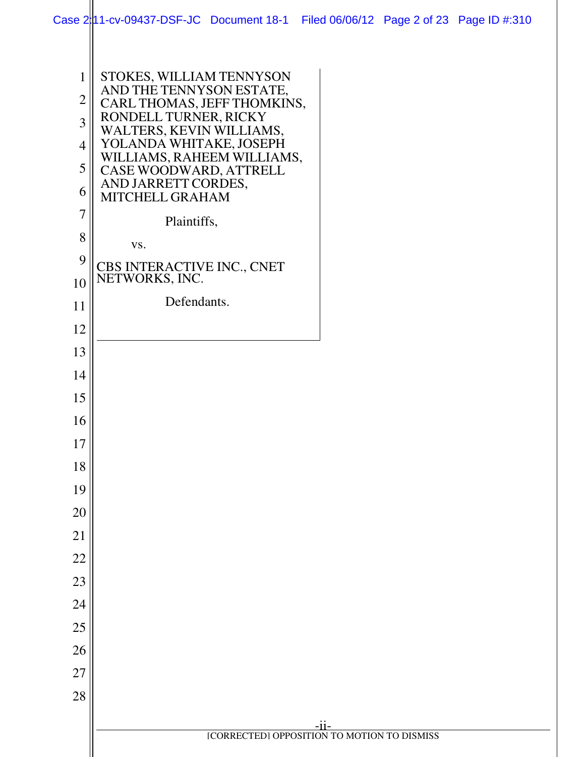STOKES, WILLIAM TENNYSON AND THE TENNYSON ESTATE, CARL THOMAS, JEFF THOMKINS, RONDELL TURNER, RICKY WALTERS, KEVIN WILLIAMS, YOLANDA WHITAKE, JOSEPH WILLIAMS, RAHEEM WILLIAMS, CASE WOODWARD, ATTRELL AND JARRETT CORDES, MITCHELL GRAHAM

Plaintiffs,

vs.

CBS INTERACTIVE INC., CNET NETWORKS, INC.

Defendants.

[CORRECTED] OPPOSITION TO MOTION TO DISMISS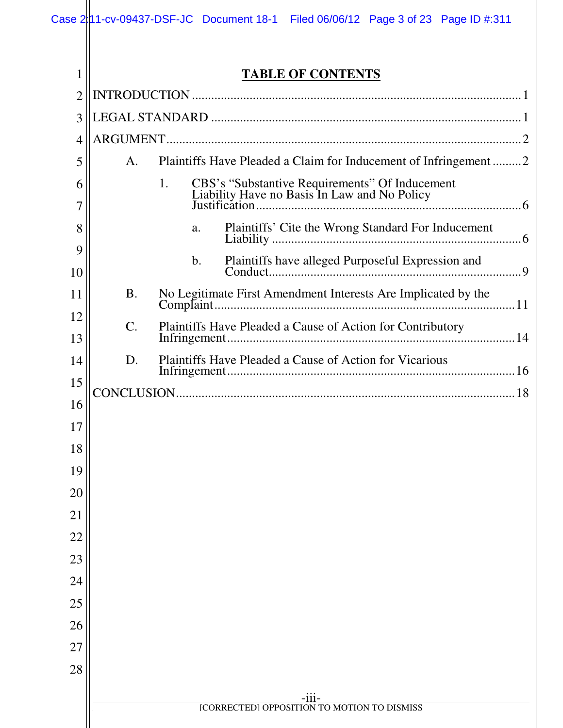# TABLE OF CONTENTS

INTRODUCTION ..... 1

LEGAL STANDARD ..... 1

ARGUMENT ..... 2

- A. Plaintiffs Have Pleaded a Claim for Inducement of Infringement ..... 2
  - 1. CBS's "Substantive Requirements" Of Inducement Liability Have no Basis In Law and No Policy Justification ..... 6
    - a. Plaintiffs' Cite the Wrong Standard For Inducement Liability ..... 6
    - b. Plaintiffs have alleged Purposeful Expression and Conduct ..... 9
- B. No Legitimate First Amendment Interests Are Implicated by the Complaint ..... 11
- C. Plaintiffs Have Pleaded a Cause of Action for Contributory Infringement ..... 14
- D. Plaintiffs Have Pleaded a Cause of Action for Vicarious Infringement ..... 16

CONCLUSION ..... 18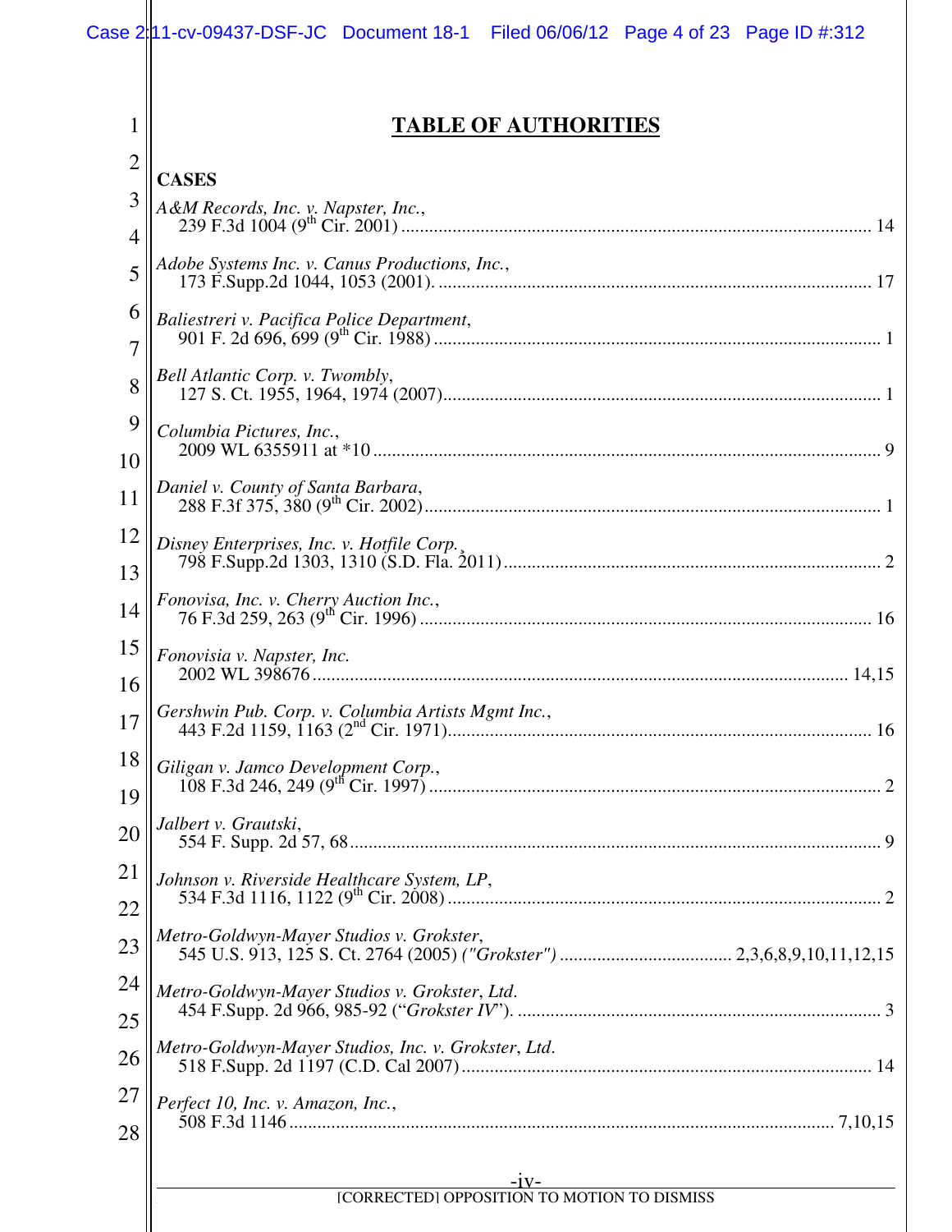# TABLE OF AUTHORITIES

**CASES**

*A&M Records, Inc. v. Napster, Inc.*,
239 F.3d 1004 (9th Cir. 2001) .......... 14

*Adobe Systems Inc. v. Canus Productions, Inc.*,
173 F.Supp.2d 1044, 1053 (2001). .......... 17

*Baliestreri v. Pacifica Police Department*,
901 F. 2d 696, 699 (9th Cir. 1988) .......... 1

*Bell Atlantic Corp. v. Twombly*,
127 S. Ct. 1955, 1964, 1974 (2007) .......... 1

*Columbia Pictures, Inc.*,
2009 WL 6355911 at *10 .......... 9

*Daniel v. County of Santa Barbara*,
288 F.3f 375, 380 (9th Cir. 2002) .......... 1

*Disney Enterprises, Inc. v. Hotfile Corp.*,
798 F.Supp.2d 1303, 1310 (S.D. Fla. 2011) .......... 2

*Fonovisa, Inc. v. Cherry Auction Inc.*,
76 F.3d 259, 263 (9th Cir. 1996) .......... 16

*Fonovisia v. Napster, Inc.*
2002 WL 398676 .......... 14,15

*Gershwin Pub. Corp. v. Columbia Artists Mgmt Inc.*,
443 F.2d 1159, 1163 (2nd Cir. 1971) .......... 16

*Giligan v. Jamco Development Corp.*,
108 F.3d 246, 249 (9th Cir. 1997) .......... 2

*Jalbert v. Grautski*,
554 F. Supp. 2d 57, 68 .......... 9

*Johnson v. Riverside Healthcare System, LP*,
534 F.3d 1116, 1122 (9th Cir. 2008) .......... 2

*Metro-Goldwyn-Mayer Studios v. Grokster*,
545 U.S. 913, 125 S. Ct. 2764 (2005) *("Grokster")* .......... 2,3,6,8,9,10,11,12,15

*Metro-Goldwyn-Mayer Studios v. Grokster, Ltd.*
454 F.Supp. 2d 966, 985-92 ("*Grokster IV*"). .......... 3

*Metro-Goldwyn-Mayer Studios, Inc. v. Grokster, Ltd.*
518 F.Supp. 2d 1197 (C.D. Cal 2007) .......... 14

*Perfect 10, Inc. v. Amazon, Inc.*,
508 F.3d 1146 .......... 7,10,15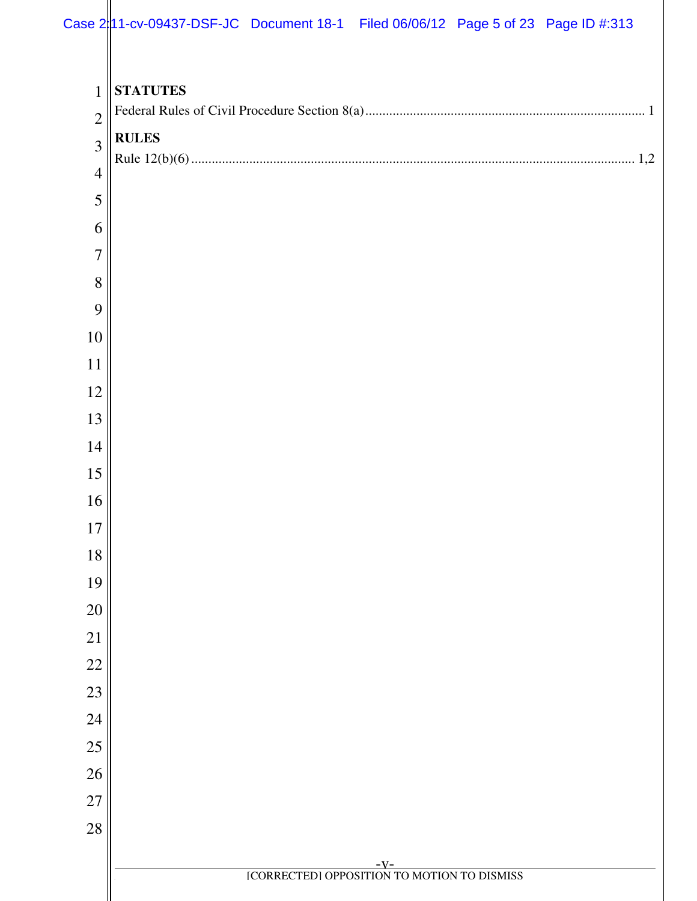**STATUTES**

Federal Rules of Civil Procedure Section 8(a) ................................................................................ 1

**RULES**

Rule 12(b)(6) ................................................................................................................................ 1,2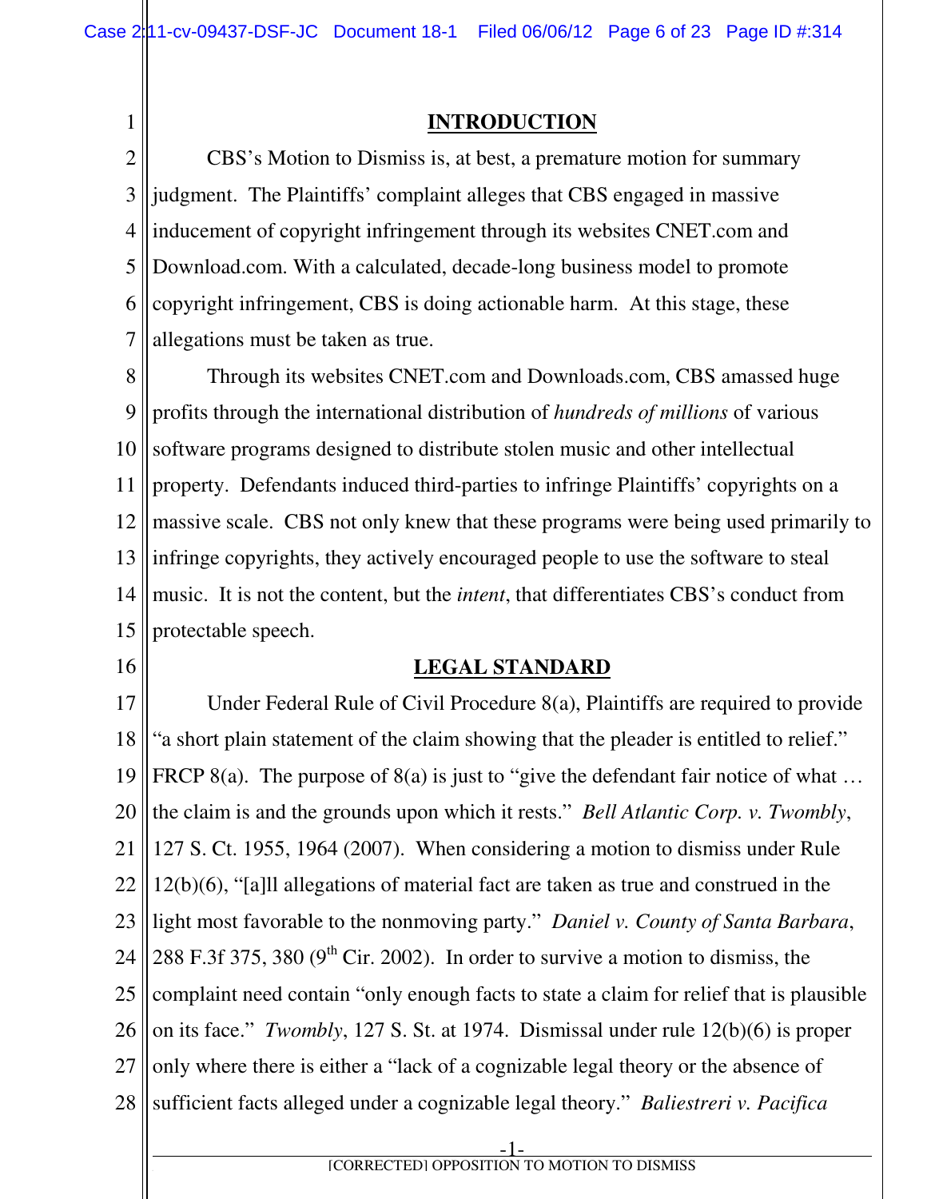## INTRODUCTION

CBS's Motion to Dismiss is, at best, a premature motion for summary judgment. The Plaintiffs' complaint alleges that CBS engaged in massive inducement of copyright infringement through its websites CNET.com and Download.com. With a calculated, decade-long business model to promote copyright infringement, CBS is doing actionable harm. At this stage, these allegations must be taken as true.

Through its websites CNET.com and Downloads.com, CBS amassed huge profits through the international distribution of *hundreds of millions* of various software programs designed to distribute stolen music and other intellectual property. Defendants induced third-parties to infringe Plaintiffs' copyrights on a massive scale. CBS not only knew that these programs were being used primarily to infringe copyrights, they actively encouraged people to use the software to steal music. It is not the content, but the *intent*, that differentiates CBS's conduct from protectable speech.

## LEGAL STANDARD

Under Federal Rule of Civil Procedure 8(a), Plaintiffs are required to provide "a short plain statement of the claim showing that the pleader is entitled to relief." FRCP 8(a). The purpose of 8(a) is just to "give the defendant fair notice of what … the claim is and the grounds upon which it rests." *Bell Atlantic Corp. v. Twombly*, 127 S. Ct. 1955, 1964 (2007). When considering a motion to dismiss under Rule 12(b)(6), "[a]ll allegations of material fact are taken as true and construed in the light most favorable to the nonmoving party." *Daniel v. County of Santa Barbara*, 288 F.3f 375, 380 (9th Cir. 2002). In order to survive a motion to dismiss, the complaint need contain "only enough facts to state a claim for relief that is plausible on its face." *Twombly*, 127 S. St. at 1974. Dismissal under rule 12(b)(6) is proper only where there is either a "lack of a cognizable legal theory or the absence of sufficient facts alleged under a cognizable legal theory." *Baliestreri v. Pacifica*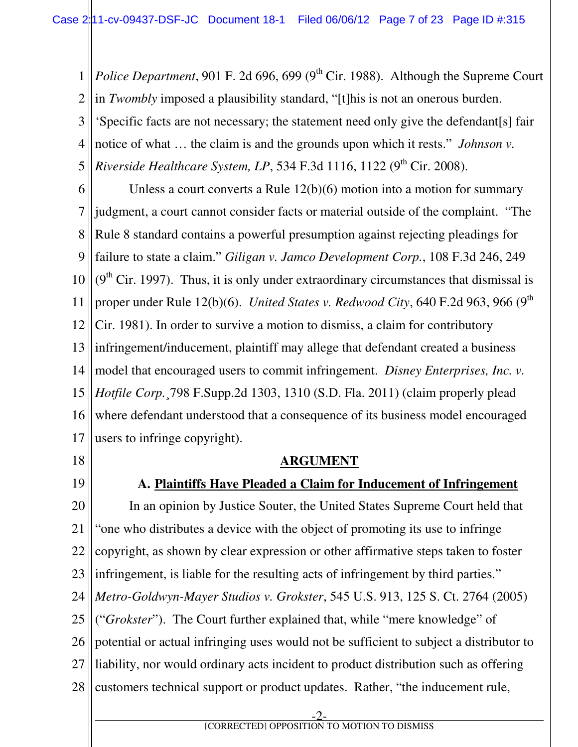*Police Department*, 901 F. 2d 696, 699 (9th Cir. 1988). Although the Supreme Court in *Twombly* imposed a plausibility standard, "[t]his is not an onerous burden. 'Specific facts are not necessary; the statement need only give the defendant[s] fair notice of what … the claim is and the grounds upon which it rests." *Johnson v. Riverside Healthcare System, LP*, 534 F.3d 1116, 1122 (9th Cir. 2008).

Unless a court converts a Rule 12(b)(6) motion into a motion for summary judgment, a court cannot consider facts or material outside of the complaint. "The Rule 8 standard contains a powerful presumption against rejecting pleadings for failure to state a claim." *Giligan v. Jamco Development Corp.*, 108 F.3d 246, 249 (9th Cir. 1997). Thus, it is only under extraordinary circumstances that dismissal is proper under Rule 12(b)(6). *United States v. Redwood City*, 640 F.2d 963, 966 (9th Cir. 1981). In order to survive a motion to dismiss, a claim for contributory infringement/inducement, plaintiff may allege that defendant created a business model that encouraged users to commit infringement. *Disney Enterprises, Inc. v. Hotfile Corp.*¸798 F.Supp.2d 1303, 1310 (S.D. Fla. 2011) (claim properly plead where defendant understood that a consequence of its business model encouraged users to infringe copyright).

## ARGUMENT

### A. Plaintiffs Have Pleaded a Claim for Inducement of Infringement

In an opinion by Justice Souter, the United States Supreme Court held that "one who distributes a device with the object of promoting its use to infringe copyright, as shown by clear expression or other affirmative steps taken to foster infringement, is liable for the resulting acts of infringement by third parties." *Metro-Goldwyn-Mayer Studios v. Grokster*, 545 U.S. 913, 125 S. Ct. 2764 (2005) ("*Grokster*"). The Court further explained that, while "mere knowledge" of potential or actual infringing uses would not be sufficient to subject a distributor to liability, nor would ordinary acts incident to product distribution such as offering customers technical support or product updates. Rather, "the inducement rule,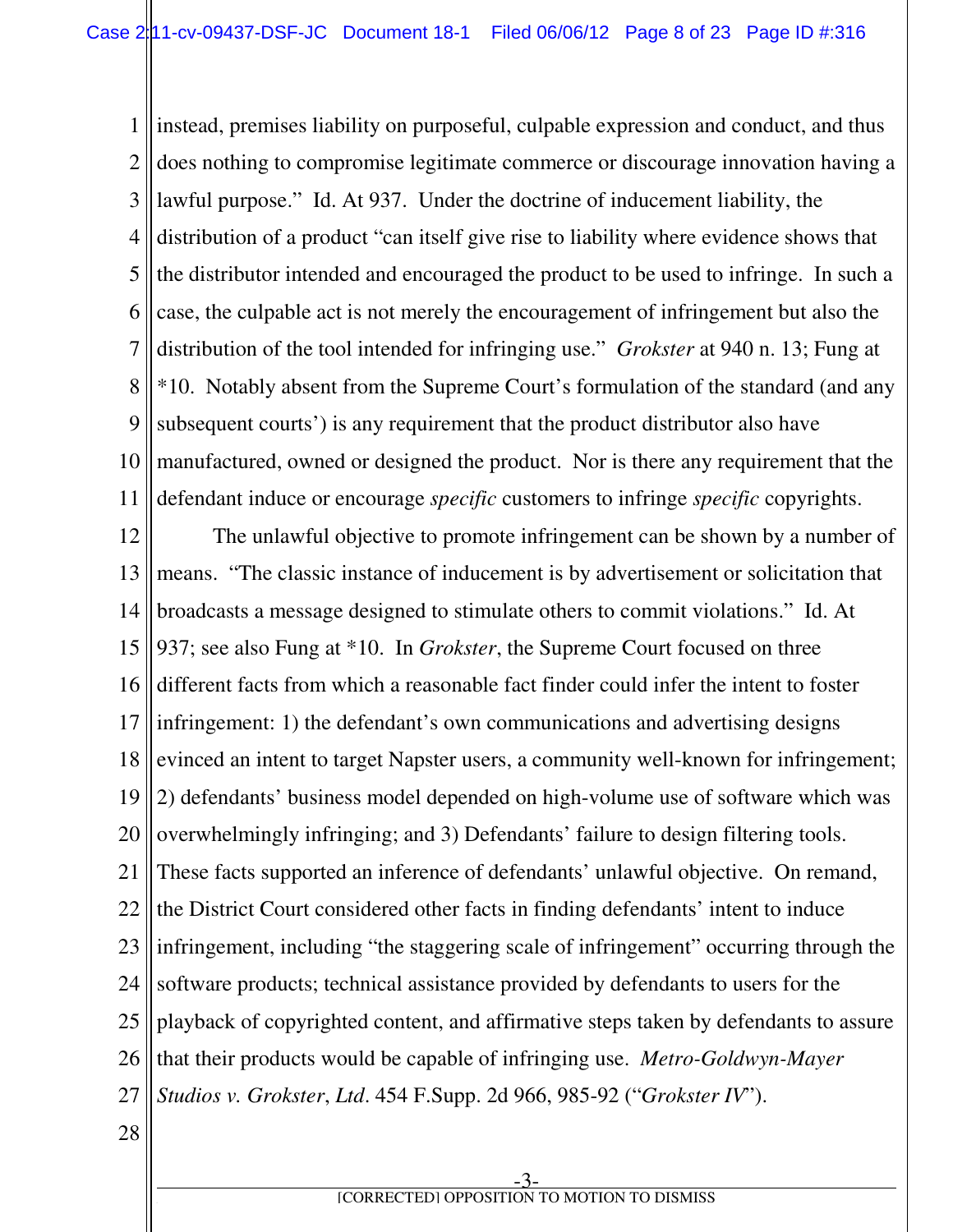instead, premises liability on purposeful, culpable expression and conduct, and thus does nothing to compromise legitimate commerce or discourage innovation having a lawful purpose." Id. At 937. Under the doctrine of inducement liability, the distribution of a product "can itself give rise to liability where evidence shows that the distributor intended and encouraged the product to be used to infringe. In such a case, the culpable act is not merely the encouragement of infringement but also the distribution of the tool intended for infringing use." *Grokster* at 940 n. 13; Fung at *10. Notably absent from the Supreme Court's formulation of the standard (and any subsequent courts') is any requirement that the product distributor also have manufactured, owned or designed the product. Nor is there any requirement that the defendant induce or encourage *specific* customers to infringe *specific* copyrights.

The unlawful objective to promote infringement can be shown by a number of means. "The classic instance of inducement is by advertisement or solicitation that broadcasts a message designed to stimulate others to commit violations." Id. At 937; see also Fung at *10. In *Grokster*, the Supreme Court focused on three different facts from which a reasonable fact finder could infer the intent to foster infringement: 1) the defendant's own communications and advertising designs evinced an intent to target Napster users, a community well-known for infringement; 2) defendants' business model depended on high-volume use of software which was overwhelmingly infringing; and 3) Defendants' failure to design filtering tools. These facts supported an inference of defendants' unlawful objective. On remand, the District Court considered other facts in finding defendants' intent to induce infringement, including "the staggering scale of infringement" occurring through the software products; technical assistance provided by defendants to users for the playback of copyrighted content, and affirmative steps taken by defendants to assure that their products would be capable of infringing use. *Metro-Goldwyn-Mayer Studios v. Grokster, Ltd*. 454 F.Supp. 2d 966, 985-92 ("*Grokster IV*").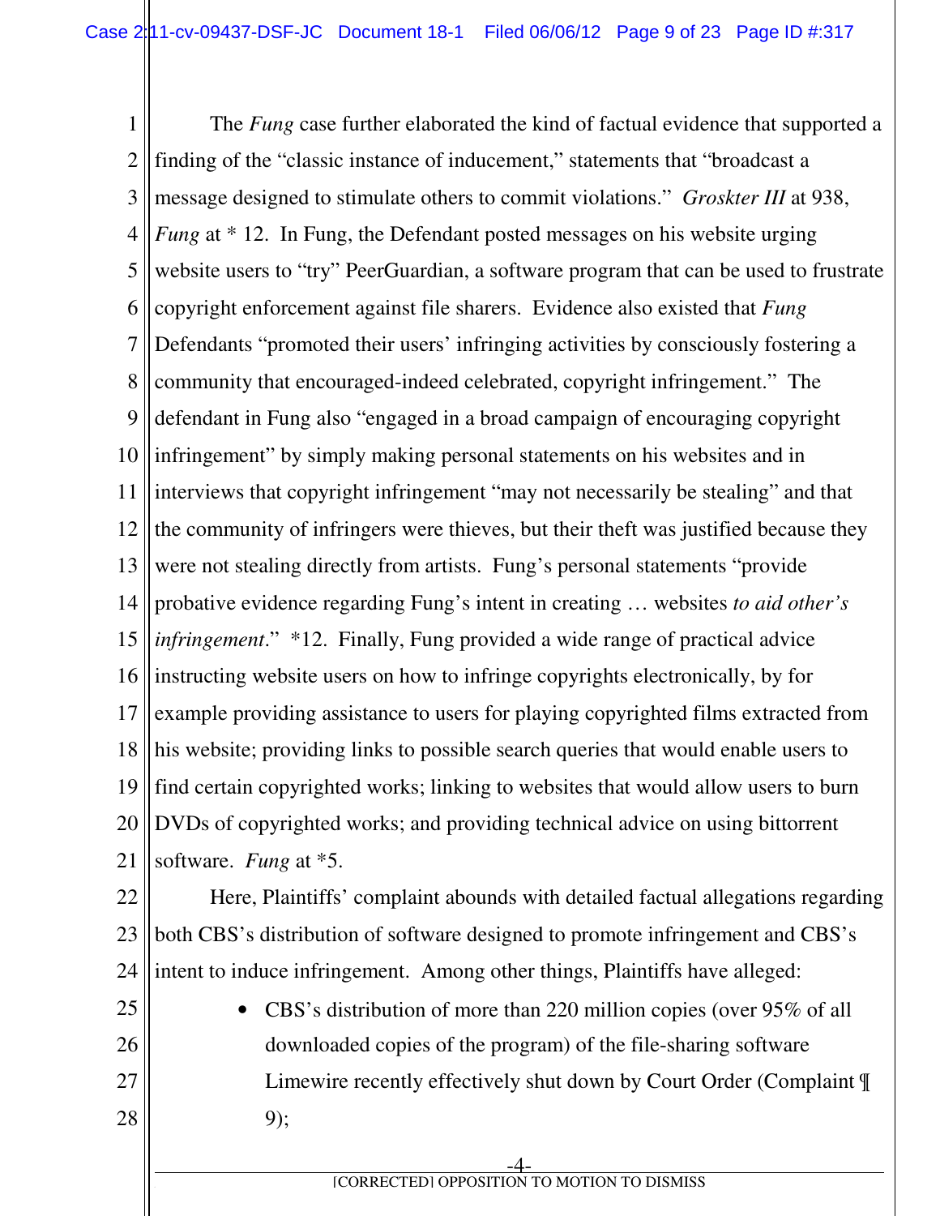The *Fung* case further elaborated the kind of factual evidence that supported a finding of the "classic instance of inducement," statements that "broadcast a message designed to stimulate others to commit violations." *Groskter III* at 938, *Fung* at * 12. In Fung, the Defendant posted messages on his website urging website users to "try" PeerGuardian, a software program that can be used to frustrate copyright enforcement against file sharers. Evidence also existed that *Fung* Defendants "promoted their users' infringing activities by consciously fostering a community that encouraged-indeed celebrated, copyright infringement." The defendant in Fung also "engaged in a broad campaign of encouraging copyright infringement" by simply making personal statements on his websites and in interviews that copyright infringement "may not necessarily be stealing" and that the community of infringers were thieves, but their theft was justified because they were not stealing directly from artists. Fung's personal statements "provide probative evidence regarding Fung's intent in creating … websites *to aid other's infringement*." *12. Finally, Fung provided a wide range of practical advice instructing website users on how to infringe copyrights electronically, by for example providing assistance to users for playing copyrighted films extracted from his website; providing links to possible search queries that would enable users to find certain copyrighted works; linking to websites that would allow users to burn DVDs of copyrighted works; and providing technical advice on using bittorrent software. *Fung* at *5.

Here, Plaintiffs' complaint abounds with detailed factual allegations regarding both CBS's distribution of software designed to promote infringement and CBS's intent to induce infringement. Among other things, Plaintiffs have alleged:

- CBS's distribution of more than 220 million copies (over 95% of all downloaded copies of the program) of the file-sharing software Limewire recently effectively shut down by Court Order (Complaint ¶ 9);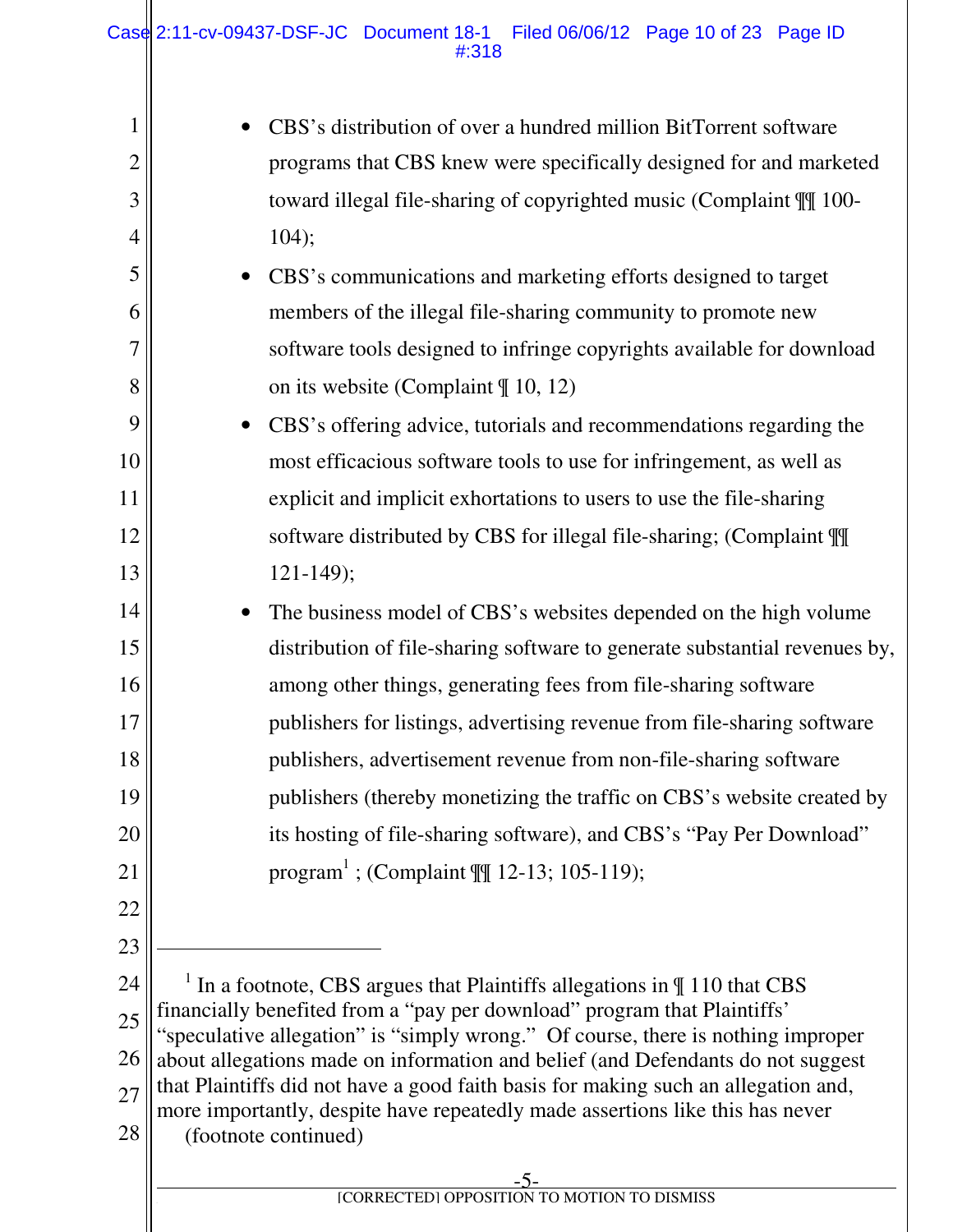- CBS's distribution of over a hundred million BitTorrent software programs that CBS knew were specifically designed for and marketed toward illegal file-sharing of copyrighted music (Complaint ¶¶ 100-104);
- CBS's communications and marketing efforts designed to target members of the illegal file-sharing community to promote new software tools designed to infringe copyrights available for download on its website (Complaint ¶ 10, 12)
- CBS's offering advice, tutorials and recommendations regarding the most efficacious software tools to use for infringement, as well as explicit and implicit exhortations to users to use the file-sharing software distributed by CBS for illegal file-sharing; (Complaint ¶¶ 121-149);
- The business model of CBS's websites depended on the high volume distribution of file-sharing software to generate substantial revenues by, among other things, generating fees from file-sharing software publishers for listings, advertising revenue from file-sharing software publishers, advertisement revenue from non-file-sharing software publishers (thereby monetizing the traffic on CBS's website created by its hosting of file-sharing software), and CBS's "Pay Per Download" program[1] ; (Complaint ¶¶ 12-13; 105-119);

---

[1] In a footnote, CBS argues that Plaintiffs allegations in ¶ 110 that CBS financially benefited from a "pay per download" program that Plaintiffs' "speculative allegation" is "simply wrong." Of course, there is nothing improper about allegations made on information and belief (and Defendants do not suggest that Plaintiffs did not have a good faith basis for making such an allegation and, more importantly, despite have repeatedly made assertions like this has never (footnote continued)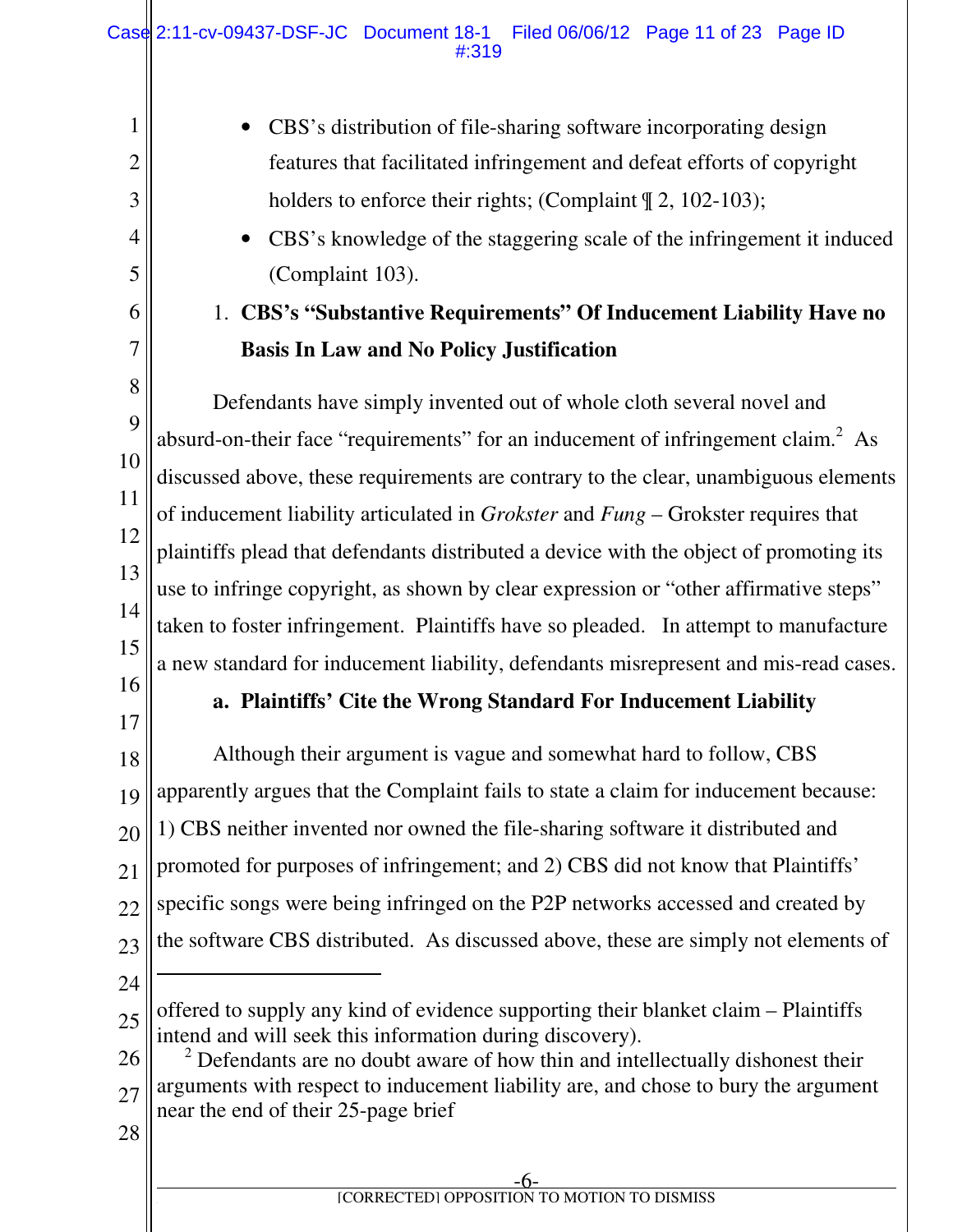- CBS's distribution of file-sharing software incorporating design features that facilitated infringement and defeat efforts of copyright holders to enforce their rights; (Complaint ¶ 2, 102-103);
- CBS's knowledge of the staggering scale of the infringement it induced (Complaint 103).

1. **CBS's "Substantive Requirements" Of Inducement Liability Have no Basis In Law and No Policy Justification**

Defendants have simply invented out of whole cloth several novel and absurd-on-their face "requirements" for an inducement of infringement claim.[2] As discussed above, these requirements are contrary to the clear, unambiguous elements of inducement liability articulated in *Grokster* and *Fung* – Grokster requires that plaintiffs plead that defendants distributed a device with the object of promoting its use to infringe copyright, as shown by clear expression or "other affirmative steps" taken to foster infringement. Plaintiffs have so pleaded. In attempt to manufacture a new standard for inducement liability, defendants misrepresent and mis-read cases.

**a. Plaintiffs' Cite the Wrong Standard For Inducement Liability**

Although their argument is vague and somewhat hard to follow, CBS apparently argues that the Complaint fails to state a claim for inducement because: 1) CBS neither invented nor owned the file-sharing software it distributed and promoted for purposes of infringement; and 2) CBS did not know that Plaintiffs' specific songs were being infringed on the P2P networks accessed and created by the software CBS distributed. As discussed above, these are simply not elements of

---

offered to supply any kind of evidence supporting their blanket claim – Plaintiffs intend and will seek this information during discovery).

[2] Defendants are no doubt aware of how thin and intellectually dishonest their arguments with respect to inducement liability are, and chose to bury the argument near the end of their 25-page brief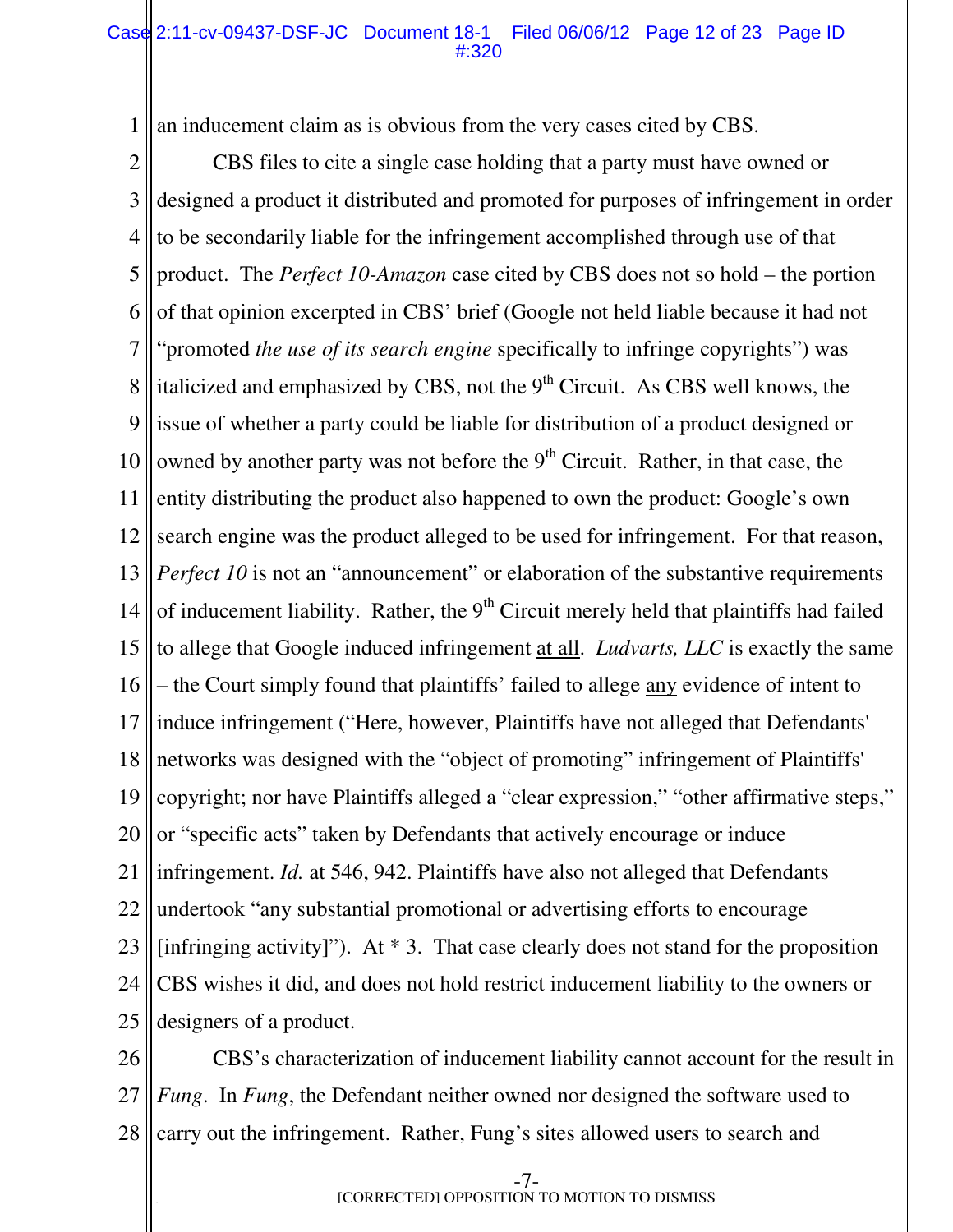an inducement claim as is obvious from the very cases cited by CBS.

CBS files to cite a single case holding that a party must have owned or designed a product it distributed and promoted for purposes of infringement in order to be secondarily liable for the infringement accomplished through use of that product. The *Perfect 10-Amazon* case cited by CBS does not so hold – the portion of that opinion excerpted in CBS' brief (Google not held liable because it had not "promoted *the use of its search engine* specifically to infringe copyrights") was italicized and emphasized by CBS, not the 9th Circuit. As CBS well knows, the issue of whether a party could be liable for distribution of a product designed or owned by another party was not before the 9th Circuit. Rather, in that case, the entity distributing the product also happened to own the product: Google's own search engine was the product alleged to be used for infringement. For that reason, *Perfect 10* is not an "announcement" or elaboration of the substantive requirements of inducement liability. Rather, the 9th Circuit merely held that plaintiffs had failed to allege that Google induced infringement <u>at all</u>. *Ludvarts, LLC* is exactly the same – the Court simply found that plaintiffs' failed to allege <u>any</u> evidence of intent to induce infringement ("Here, however, Plaintiffs have not alleged that Defendants' networks was designed with the "object of promoting" infringement of Plaintiffs' copyright; nor have Plaintiffs alleged a "clear expression," "other affirmative steps," or "specific acts" taken by Defendants that actively encourage or induce infringement. *Id.* at 546, 942. Plaintiffs have also not alleged that Defendants undertook "any substantial promotional or advertising efforts to encourage [infringing activity]"). At * 3. That case clearly does not stand for the proposition CBS wishes it did, and does not hold restrict inducement liability to the owners or designers of a product.

CBS's characterization of inducement liability cannot account for the result in *Fung*. In *Fung*, the Defendant neither owned nor designed the software used to carry out the infringement. Rather, Fung's sites allowed users to search and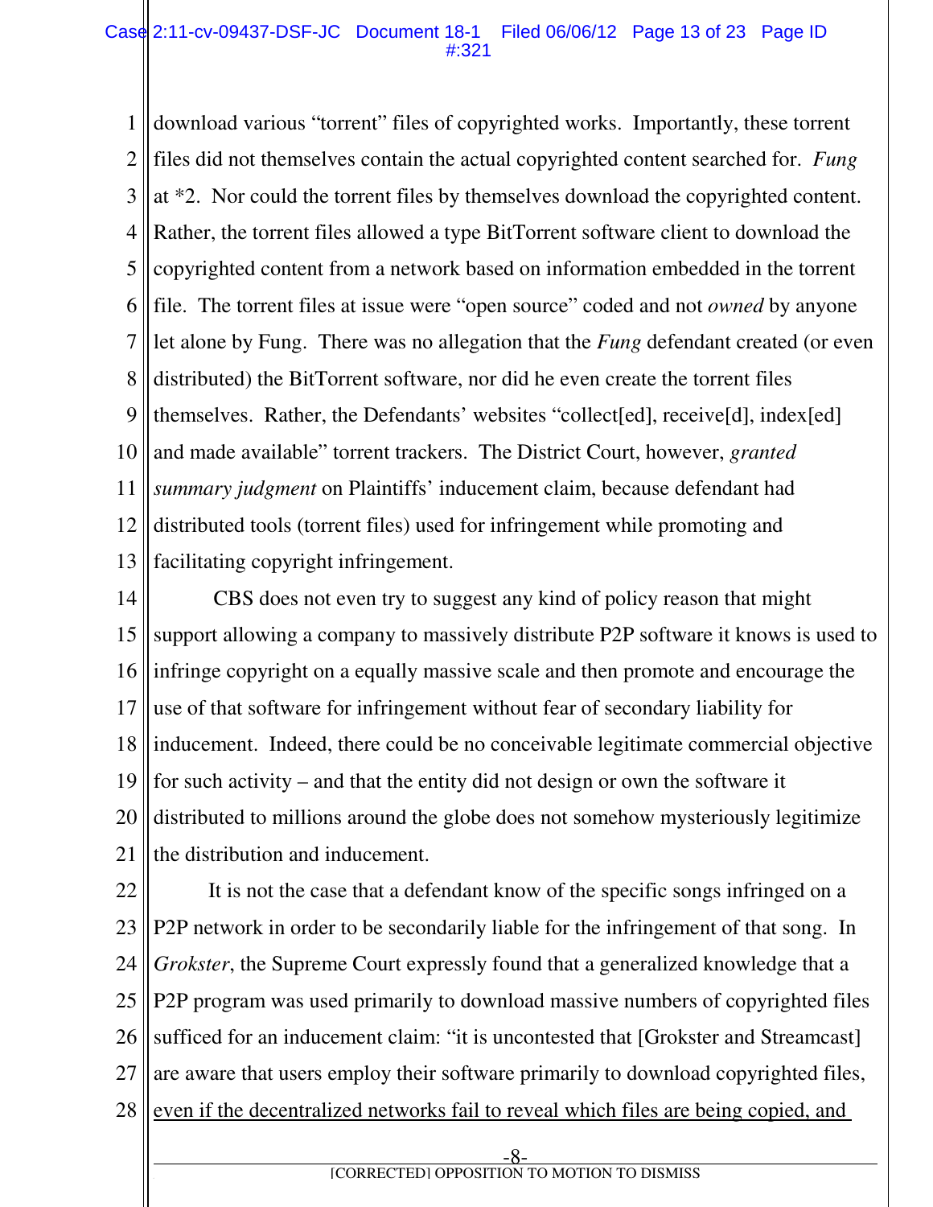download various "torrent" files of copyrighted works. Importantly, these torrent files did not themselves contain the actual copyrighted content searched for. *Fung* at *2. Nor could the torrent files by themselves download the copyrighted content. Rather, the torrent files allowed a type BitTorrent software client to download the copyrighted content from a network based on information embedded in the torrent file. The torrent files at issue were "open source" coded and not *owned* by anyone let alone by Fung. There was no allegation that the *Fung* defendant created (or even distributed) the BitTorrent software, nor did he even create the torrent files themselves. Rather, the Defendants' websites "collect[ed], receive[d], index[ed] and made available" torrent trackers. The District Court, however, *granted summary judgment* on Plaintiffs' inducement claim, because defendant had distributed tools (torrent files) used for infringement while promoting and facilitating copyright infringement.

CBS does not even try to suggest any kind of policy reason that might support allowing a company to massively distribute P2P software it knows is used to infringe copyright on a equally massive scale and then promote and encourage the use of that software for infringement without fear of secondary liability for inducement. Indeed, there could be no conceivable legitimate commercial objective for such activity – and that the entity did not design or own the software it distributed to millions around the globe does not somehow mysteriously legitimize the distribution and inducement.

It is not the case that a defendant know of the specific songs infringed on a P2P network in order to be secondarily liable for the infringement of that song. In *Grokster*, the Supreme Court expressly found that a generalized knowledge that a P2P program was used primarily to download massive numbers of copyrighted files sufficed for an inducement claim: "it is uncontested that [Grokster and Streamcast] are aware that users employ their software primarily to download copyrighted files, <u>even if the decentralized networks fail to reveal which files are being copied, and</u>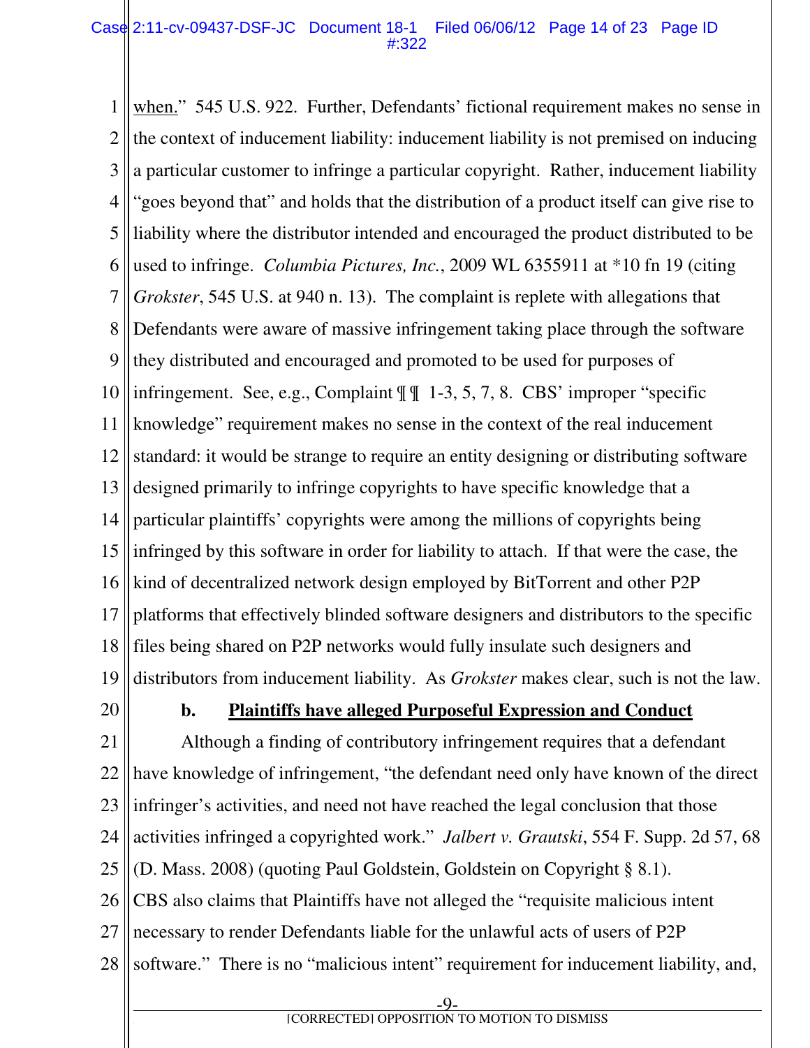when." 545 U.S. 922. Further, Defendants' fictional requirement makes no sense in the context of inducement liability: inducement liability is not premised on inducing a particular customer to infringe a particular copyright. Rather, inducement liability "goes beyond that" and holds that the distribution of a product itself can give rise to liability where the distributor intended and encouraged the product distributed to be used to infringe. *Columbia Pictures, Inc.*, 2009 WL 6355911 at *10 fn 19 (citing *Grokster*, 545 U.S. at 940 n. 13). The complaint is replete with allegations that Defendants were aware of massive infringement taking place through the software they distributed and encouraged and promoted to be used for purposes of infringement. See, e.g., Complaint ¶ ¶ 1-3, 5, 7, 8. CBS' improper "specific knowledge" requirement makes no sense in the context of the real inducement standard: it would be strange to require an entity designing or distributing software designed primarily to infringe copyrights to have specific knowledge that a particular plaintiffs' copyrights were among the millions of copyrights being infringed by this software in order for liability to attach. If that were the case, the kind of decentralized network design employed by BitTorrent and other P2P platforms that effectively blinded software designers and distributors to the specific files being shared on P2P networks would fully insulate such designers and distributors from inducement liability. As *Grokster* makes clear, such is not the law.

**b. Plaintiffs have alleged Purposeful Expression and Conduct**

Although a finding of contributory infringement requires that a defendant have knowledge of infringement, "the defendant need only have known of the direct infringer's activities, and need not have reached the legal conclusion that those activities infringed a copyrighted work." *Jalbert v. Grautski*, 554 F. Supp. 2d 57, 68 (D. Mass. 2008) (quoting Paul Goldstein, Goldstein on Copyright § 8.1). CBS also claims that Plaintiffs have not alleged the "requisite malicious intent necessary to render Defendants liable for the unlawful acts of users of P2P software." There is no "malicious intent" requirement for inducement liability, and,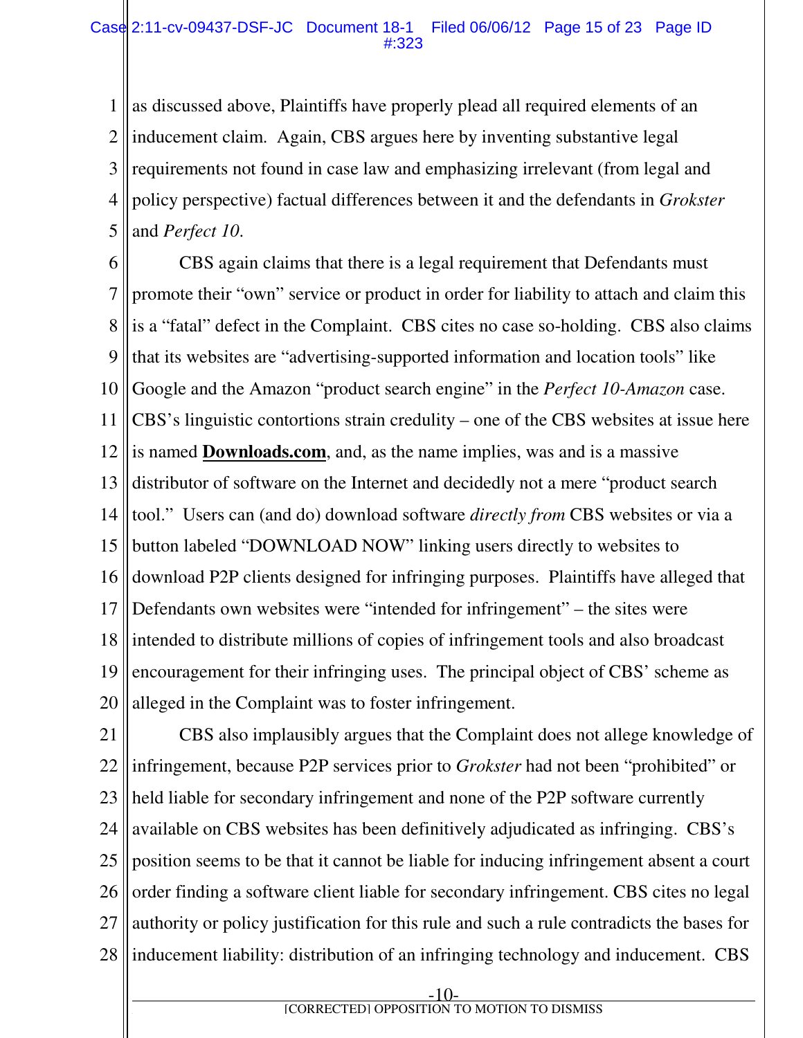as discussed above, Plaintiffs have properly plead all required elements of an inducement claim. Again, CBS argues here by inventing substantive legal requirements not found in case law and emphasizing irrelevant (from legal and policy perspective) factual differences between it and the defendants in *Grokster* and *Perfect 10*.

CBS again claims that there is a legal requirement that Defendants must promote their "own" service or product in order for liability to attach and claim this is a "fatal" defect in the Complaint. CBS cites no case so-holding. CBS also claims that its websites are "advertising-supported information and location tools" like Google and the Amazon "product search engine" in the *Perfect 10-Amazon* case. CBS's linguistic contortions strain credulity – one of the CBS websites at issue here is named **<u>Downloads.com</u>**, and, as the name implies, was and is a massive distributor of software on the Internet and decidedly not a mere "product search tool." Users can (and do) download software *directly from* CBS websites or via a button labeled "DOWNLOAD NOW" linking users directly to websites to download P2P clients designed for infringing purposes. Plaintiffs have alleged that Defendants own websites were "intended for infringement" – the sites were intended to distribute millions of copies of infringement tools and also broadcast encouragement for their infringing uses. The principal object of CBS' scheme as alleged in the Complaint was to foster infringement.

CBS also implausibly argues that the Complaint does not allege knowledge of infringement, because P2P services prior to *Grokster* had not been "prohibited" or held liable for secondary infringement and none of the P2P software currently available on CBS websites has been definitively adjudicated as infringing. CBS's position seems to be that it cannot be liable for inducing infringement absent a court order finding a software client liable for secondary infringement. CBS cites no legal authority or policy justification for this rule and such a rule contradicts the bases for inducement liability: distribution of an infringing technology and inducement. CBS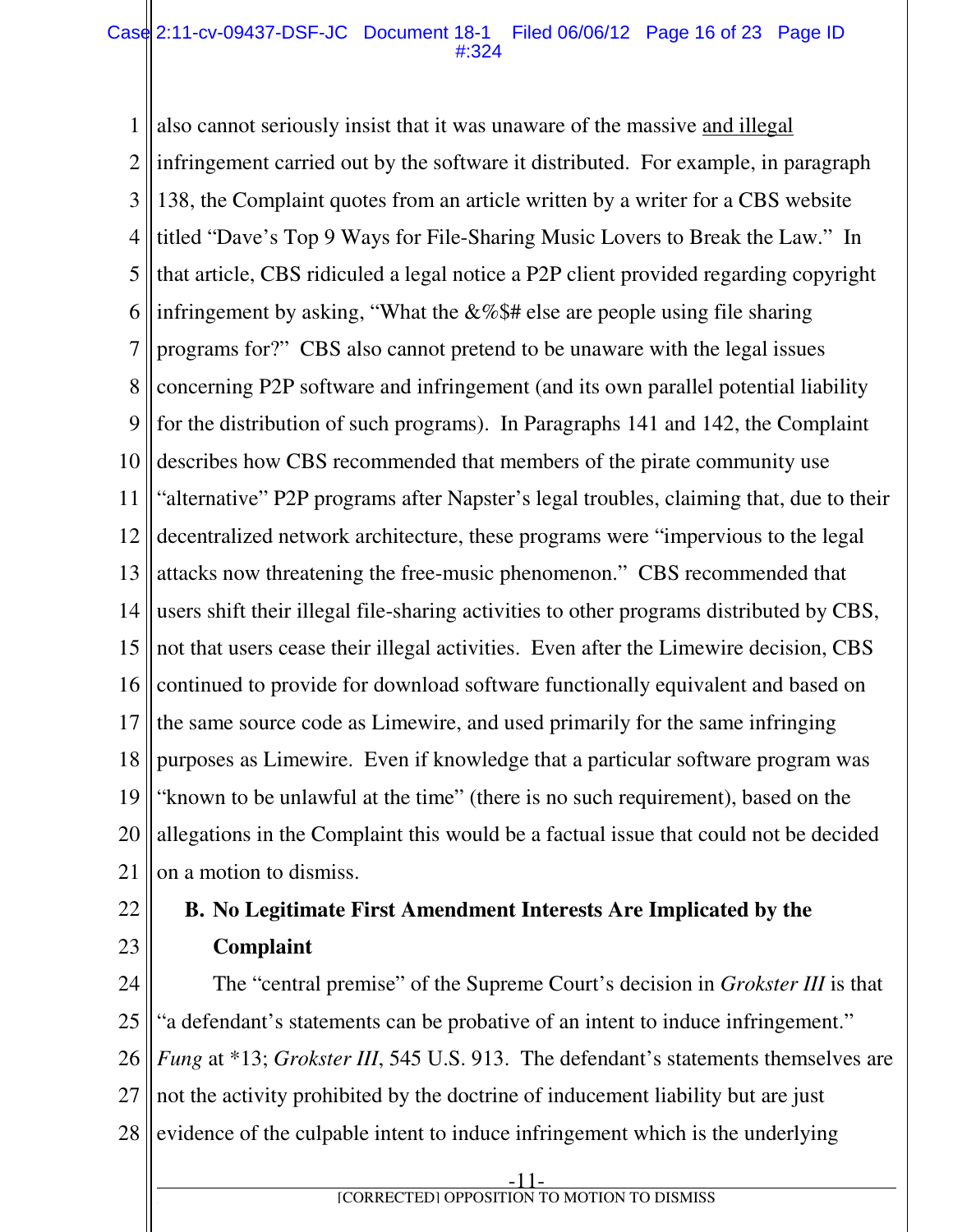also cannot seriously insist that it was unaware of the massive <u>and illegal</u> infringement carried out by the software it distributed. For example, in paragraph 138, the Complaint quotes from an article written by a writer for a CBS website titled "Dave's Top 9 Ways for File-Sharing Music Lovers to Break the Law." In that article, CBS ridiculed a legal notice a P2P client provided regarding copyright infringement by asking, "What the &%$# else are people using file sharing programs for?" CBS also cannot pretend to be unaware with the legal issues concerning P2P software and infringement (and its own parallel potential liability for the distribution of such programs). In Paragraphs 141 and 142, the Complaint describes how CBS recommended that members of the pirate community use "alternative" P2P programs after Napster's legal troubles, claiming that, due to their decentralized network architecture, these programs were "impervious to the legal attacks now threatening the free-music phenomenon." CBS recommended that users shift their illegal file-sharing activities to other programs distributed by CBS, not that users cease their illegal activities. Even after the Limewire decision, CBS continued to provide for download software functionally equivalent and based on the same source code as Limewire, and used primarily for the same infringing purposes as Limewire. Even if knowledge that a particular software program was "known to be unlawful at the time" (there is no such requirement), based on the allegations in the Complaint this would be a factual issue that could not be decided on a motion to dismiss.

**B. No Legitimate First Amendment Interests Are Implicated by the Complaint**

The "central premise" of the Supreme Court's decision in *Grokster III* is that "a defendant's statements can be probative of an intent to induce infringement." *Fung* at *13; *Grokster III*, 545 U.S. 913. The defendant's statements themselves are not the activity prohibited by the doctrine of inducement liability but are just evidence of the culpable intent to induce infringement which is the underlying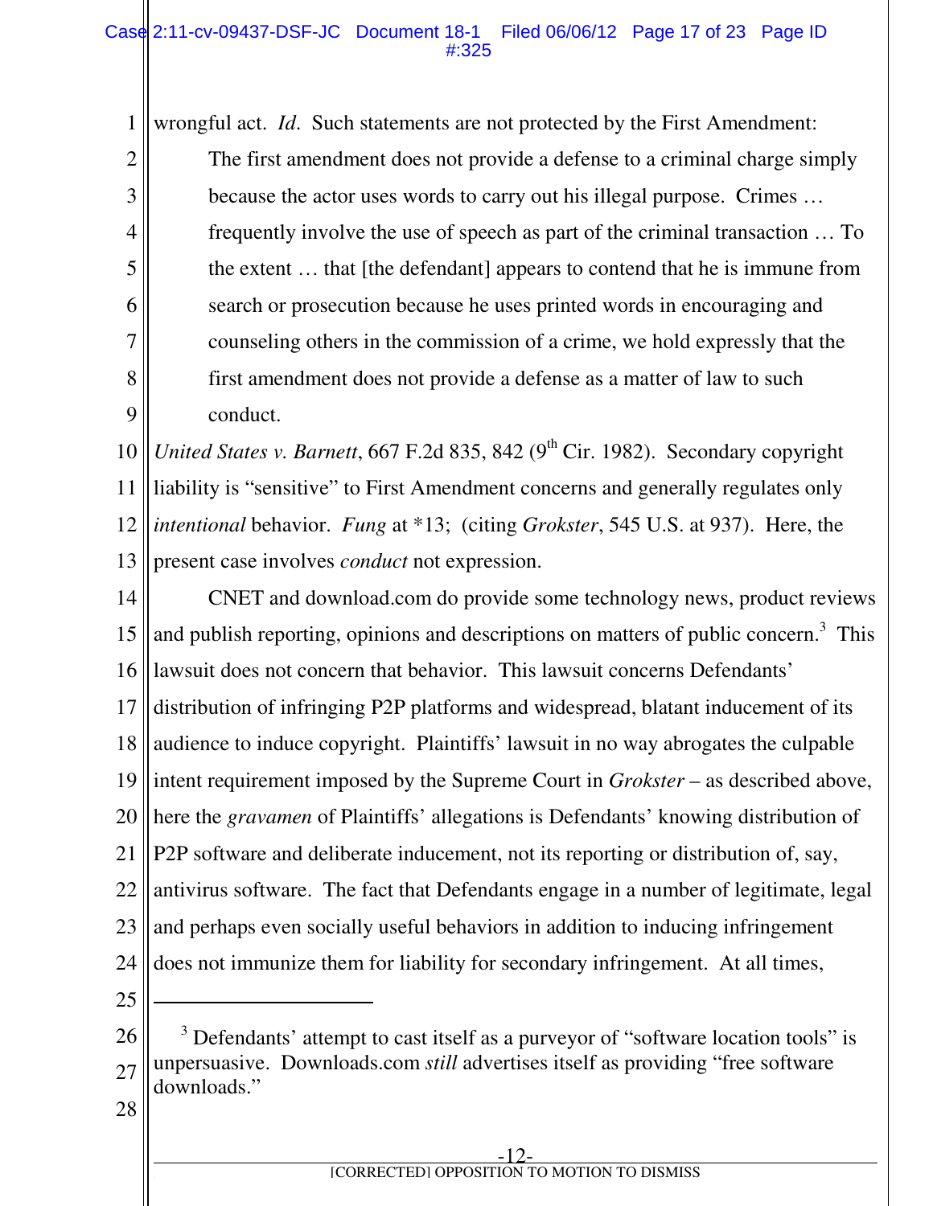wrongful act. *Id*. Such statements are not protected by the First Amendment:

> The first amendment does not provide a defense to a criminal charge simply because the actor uses words to carry out his illegal purpose. Crimes … frequently involve the use of speech as part of the criminal transaction … To the extent … that [the defendant] appears to contend that he is immune from search or prosecution because he uses printed words in encouraging and counseling others in the commission of a crime, we hold expressly that the first amendment does not provide a defense as a matter of law to such conduct.

*United States v. Barnett*, 667 F.2d 835, 842 (9th Cir. 1982). Secondary copyright liability is "sensitive" to First Amendment concerns and generally regulates only *intentional* behavior. *Fung* at *13; (citing *Grokster*, 545 U.S. at 937). Here, the present case involves *conduct* not expression.

CNET and download.com do provide some technology news, product reviews and publish reporting, opinions and descriptions on matters of public concern.[3] This lawsuit does not concern that behavior. This lawsuit concerns Defendants' distribution of infringing P2P platforms and widespread, blatant inducement of its audience to induce copyright. Plaintiffs' lawsuit in no way abrogates the culpable intent requirement imposed by the Supreme Court in *Grokster* – as described above, here the *gravamen* of Plaintiffs' allegations is Defendants' knowing distribution of P2P software and deliberate inducement, not its reporting or distribution of, say, antivirus software. The fact that Defendants engage in a number of legitimate, legal and perhaps even socially useful behaviors in addition to inducing infringement does not immunize them for liability for secondary infringement. At all times,

---

[3] Defendants' attempt to cast itself as a purveyor of "software location tools" is unpersuasive. Downloads.com *still* advertises itself as providing "free software downloads."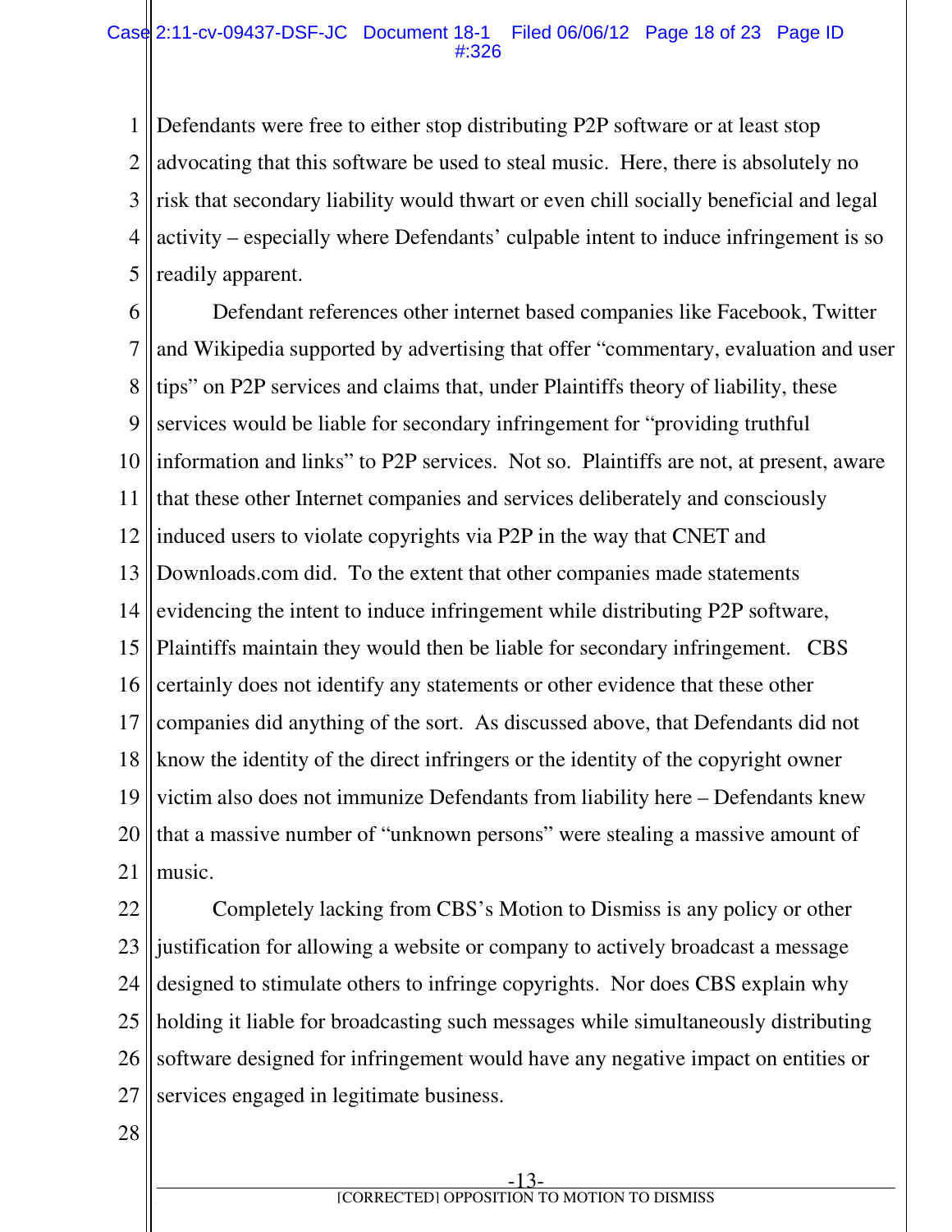Defendants were free to either stop distributing P2P software or at least stop advocating that this software be used to steal music. Here, there is absolutely no risk that secondary liability would thwart or even chill socially beneficial and legal activity – especially where Defendants' culpable intent to induce infringement is so readily apparent.

Defendant references other internet based companies like Facebook, Twitter and Wikipedia supported by advertising that offer "commentary, evaluation and user tips" on P2P services and claims that, under Plaintiffs theory of liability, these services would be liable for secondary infringement for "providing truthful information and links" to P2P services. Not so. Plaintiffs are not, at present, aware that these other Internet companies and services deliberately and consciously induced users to violate copyrights via P2P in the way that CNET and Downloads.com did. To the extent that other companies made statements evidencing the intent to induce infringement while distributing P2P software, Plaintiffs maintain they would then be liable for secondary infringement. CBS certainly does not identify any statements or other evidence that these other companies did anything of the sort. As discussed above, that Defendants did not know the identity of the direct infringers or the identity of the copyright owner victim also does not immunize Defendants from liability here – Defendants knew that a massive number of "unknown persons" were stealing a massive amount of music.

Completely lacking from CBS's Motion to Dismiss is any policy or other justification for allowing a website or company to actively broadcast a message designed to stimulate others to infringe copyrights. Nor does CBS explain why holding it liable for broadcasting such messages while simultaneously distributing software designed for infringement would have any negative impact on entities or services engaged in legitimate business.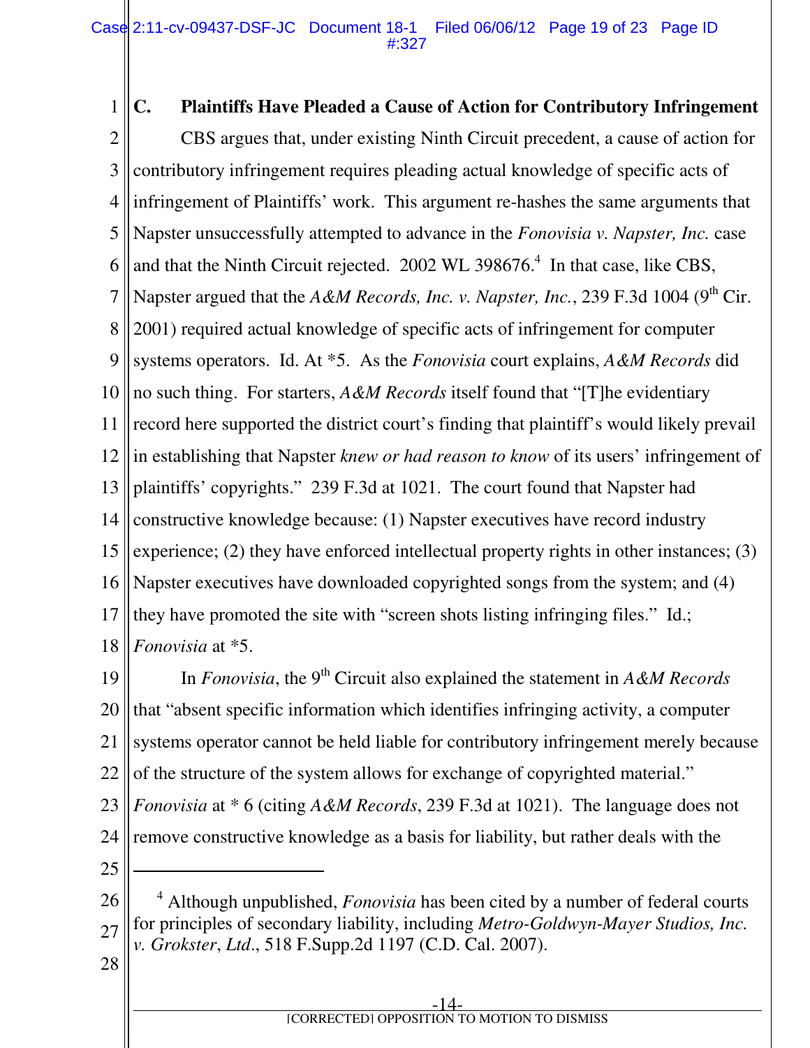### C. Plaintiffs Have Pleaded a Cause of Action for Contributory Infringement

CBS argues that, under existing Ninth Circuit precedent, a cause of action for contributory infringement requires pleading actual knowledge of specific acts of infringement of Plaintiffs' work. This argument re-hashes the same arguments that Napster unsuccessfully attempted to advance in the *Fonovisia v. Napster, Inc.* case and that the Ninth Circuit rejected. 2002 WL 398676.[4] In that case, like CBS, Napster argued that the *A&M Records, Inc. v. Napster, Inc.*, 239 F.3d 1004 (9th Cir. 2001) required actual knowledge of specific acts of infringement for computer systems operators. Id. At *5. As the *Fonovisia* court explains, *A&M Records* did no such thing. For starters, *A&M Records* itself found that "[T]he evidentiary record here supported the district court's finding that plaintiff's would likely prevail in establishing that Napster *knew or had reason to know* of its users' infringement of plaintiffs' copyrights." 239 F.3d at 1021. The court found that Napster had constructive knowledge because: (1) Napster executives have record industry experience; (2) they have enforced intellectual property rights in other instances; (3) Napster executives have downloaded copyrighted songs from the system; and (4) they have promoted the site with "screen shots listing infringing files." Id.; *Fonovisia* at *5.

In *Fonovisia*, the 9th Circuit also explained the statement in *A&M Records* that "absent specific information which identifies infringing activity, a computer systems operator cannot be held liable for contributory infringement merely because of the structure of the system allows for exchange of copyrighted material." *Fonovisia* at * 6 (citing *A&M Records*, 239 F.3d at 1021). The language does not remove constructive knowledge as a basis for liability, but rather deals with the

---

[4] Although unpublished, *Fonovisia* has been cited by a number of federal courts for principles of secondary liability, including *Metro-Goldwyn-Mayer Studios, Inc. v. Grokster, Ltd*., 518 F.Supp.2d 1197 (C.D. Cal. 2007).

[CORRECTED] OPPOSITION TO MOTION TO DISMISS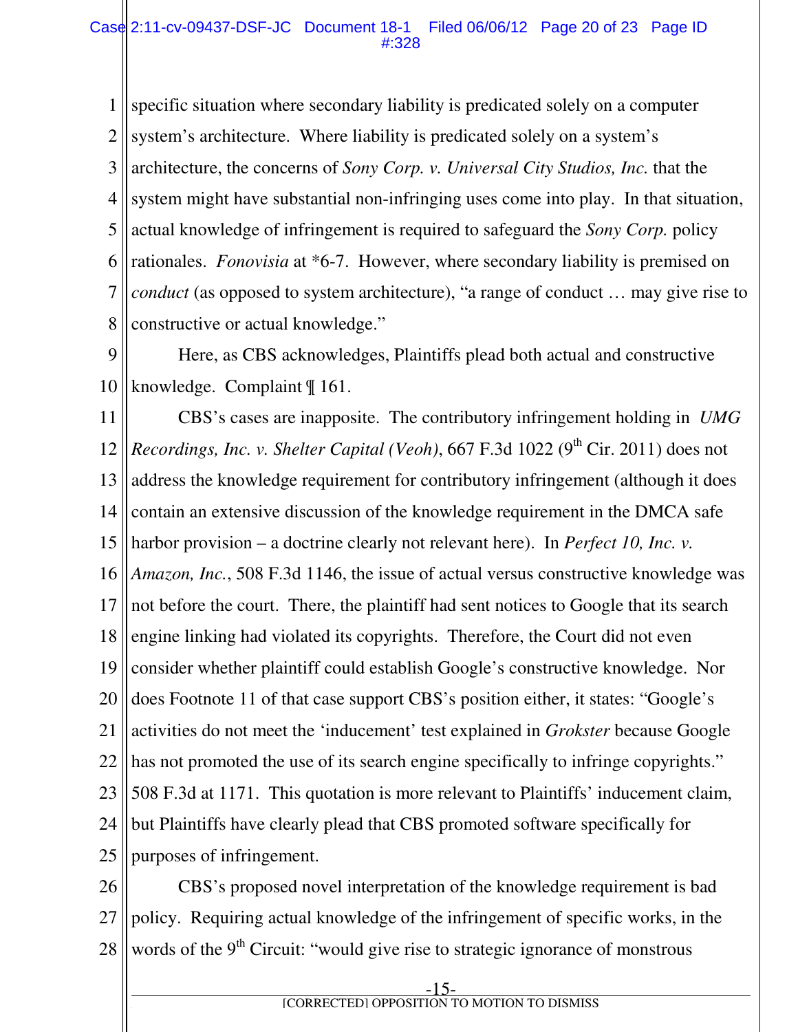specific situation where secondary liability is predicated solely on a computer system's architecture. Where liability is predicated solely on a system's architecture, the concerns of *Sony Corp. v. Universal City Studios, Inc.* that the system might have substantial non-infringing uses come into play. In that situation, actual knowledge of infringement is required to safeguard the *Sony Corp.* policy rationales. *Fonovisia* at *6-7. However, where secondary liability is premised on *conduct* (as opposed to system architecture), "a range of conduct … may give rise to constructive or actual knowledge."

Here, as CBS acknowledges, Plaintiffs plead both actual and constructive knowledge. Complaint ¶ 161.

CBS's cases are inapposite. The contributory infringement holding in *UMG Recordings, Inc. v. Shelter Capital (Veoh)*, 667 F.3d 1022 (9th Cir. 2011) does not address the knowledge requirement for contributory infringement (although it does contain an extensive discussion of the knowledge requirement in the DMCA safe harbor provision – a doctrine clearly not relevant here). In *Perfect 10, Inc. v. Amazon, Inc.*, 508 F.3d 1146, the issue of actual versus constructive knowledge was not before the court. There, the plaintiff had sent notices to Google that its search engine linking had violated its copyrights. Therefore, the Court did not even consider whether plaintiff could establish Google's constructive knowledge. Nor does Footnote 11 of that case support CBS's position either, it states: "Google's activities do not meet the 'inducement' test explained in *Grokster* because Google has not promoted the use of its search engine specifically to infringe copyrights." 508 F.3d at 1171. This quotation is more relevant to Plaintiffs' inducement claim, but Plaintiffs have clearly plead that CBS promoted software specifically for purposes of infringement.

CBS's proposed novel interpretation of the knowledge requirement is bad policy. Requiring actual knowledge of the infringement of specific works, in the words of the 9th Circuit: "would give rise to strategic ignorance of monstrous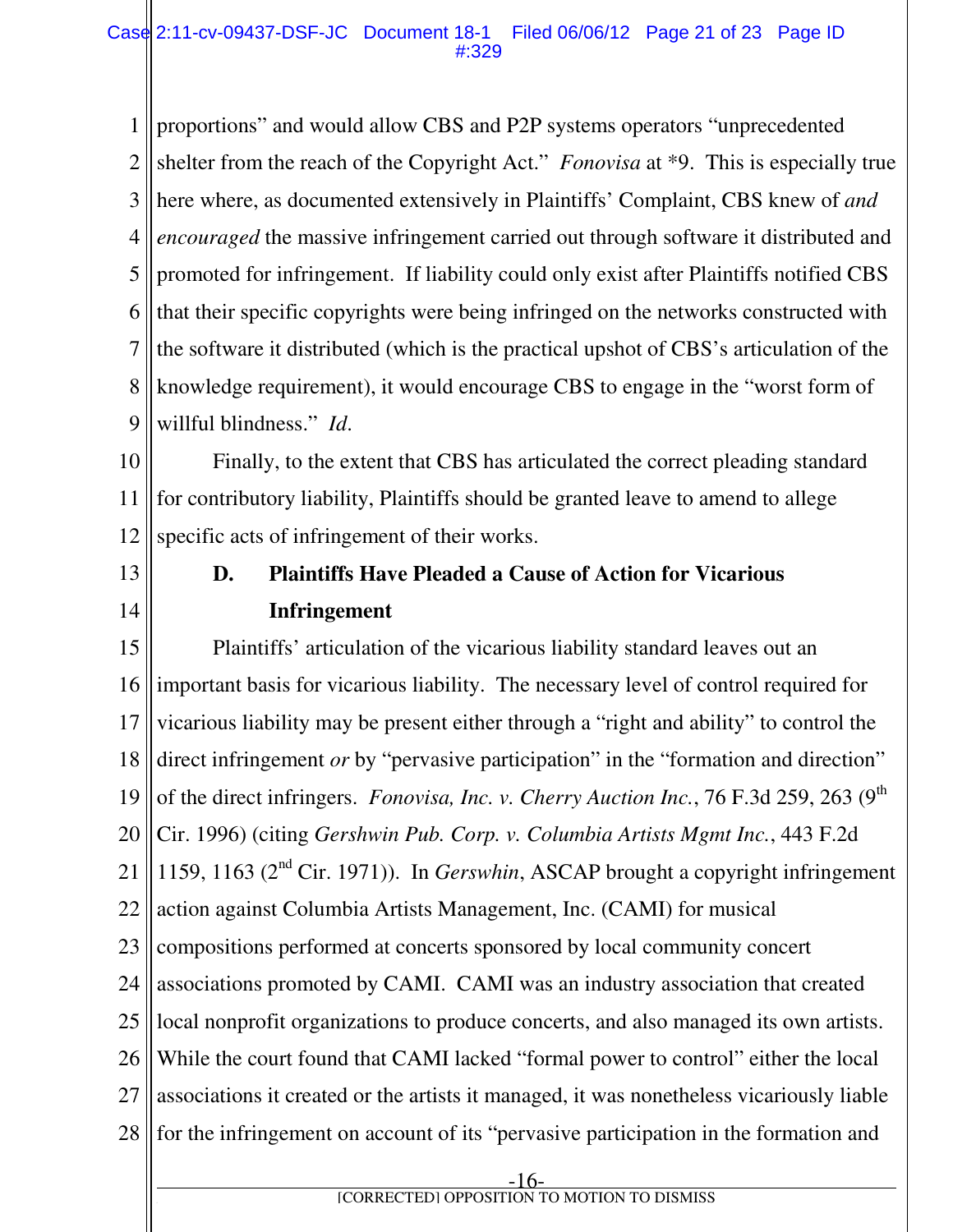proportions" and would allow CBS and P2P systems operators "unprecedented shelter from the reach of the Copyright Act." *Fonovisa* at *9. This is especially true here where, as documented extensively in Plaintiffs' Complaint, CBS knew of *and encouraged* the massive infringement carried out through software it distributed and promoted for infringement. If liability could only exist after Plaintiffs notified CBS that their specific copyrights were being infringed on the networks constructed with the software it distributed (which is the practical upshot of CBS's articulation of the knowledge requirement), it would encourage CBS to engage in the "worst form of willful blindness." *Id*.

Finally, to the extent that CBS has articulated the correct pleading standard for contributory liability, Plaintiffs should be granted leave to amend to allege specific acts of infringement of their works.

### D. Plaintiffs Have Pleaded a Cause of Action for Vicarious Infringement

Plaintiffs' articulation of the vicarious liability standard leaves out an important basis for vicarious liability. The necessary level of control required for vicarious liability may be present either through a "right and ability" to control the direct infringement *or* by "pervasive participation" in the "formation and direction" of the direct infringers. *Fonovisa, Inc. v. Cherry Auction Inc.*, 76 F.3d 259, 263 (9th Cir. 1996) (citing *Gershwin Pub. Corp. v. Columbia Artists Mgmt Inc.*, 443 F.2d 1159, 1163 (2nd Cir. 1971)). In *Gerswhin*, ASCAP brought a copyright infringement action against Columbia Artists Management, Inc. (CAMI) for musical compositions performed at concerts sponsored by local community concert associations promoted by CAMI. CAMI was an industry association that created local nonprofit organizations to produce concerts, and also managed its own artists. While the court found that CAMI lacked "formal power to control" either the local associations it created or the artists it managed, it was nonetheless vicariously liable for the infringement on account of its "pervasive participation in the formation and

[CORRECTED] OPPOSITION TO MOTION TO DISMISS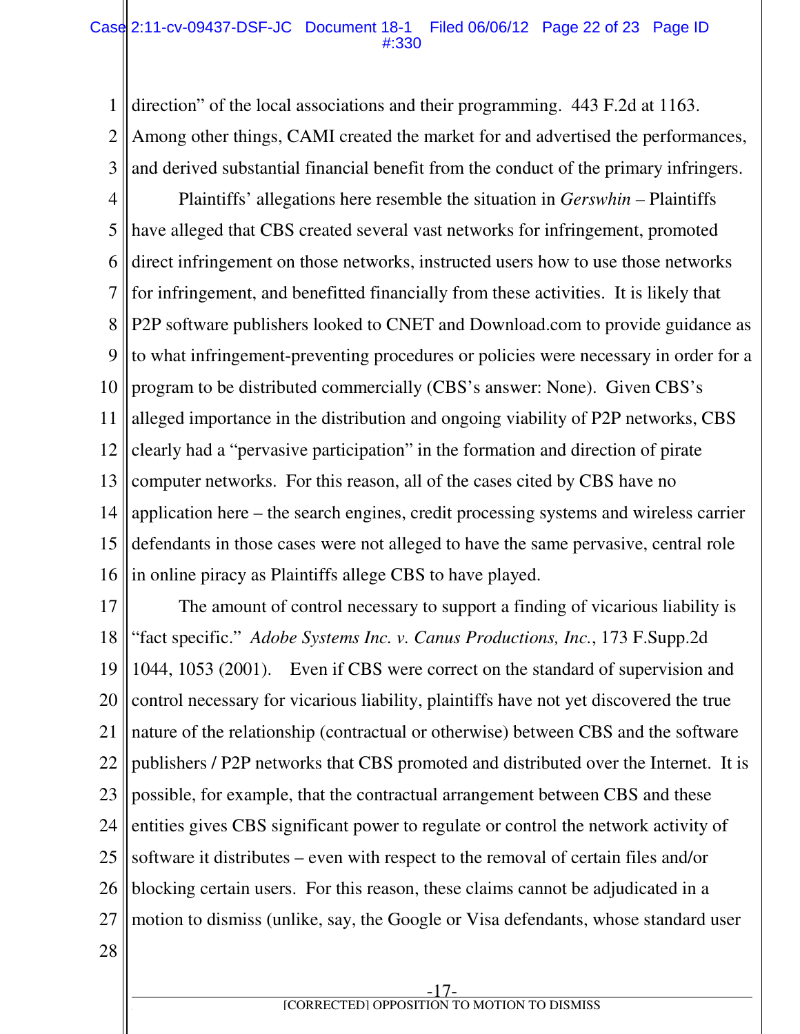direction" of the local associations and their programming. 443 F.2d at 1163. Among other things, CAMI created the market for and advertised the performances, and derived substantial financial benefit from the conduct of the primary infringers.

Plaintiffs' allegations here resemble the situation in *Gerswhin* – Plaintiffs have alleged that CBS created several vast networks for infringement, promoted direct infringement on those networks, instructed users how to use those networks for infringement, and benefitted financially from these activities. It is likely that P2P software publishers looked to CNET and Download.com to provide guidance as to what infringement-preventing procedures or policies were necessary in order for a program to be distributed commercially (CBS's answer: None). Given CBS's alleged importance in the distribution and ongoing viability of P2P networks, CBS clearly had a "pervasive participation" in the formation and direction of pirate computer networks. For this reason, all of the cases cited by CBS have no application here – the search engines, credit processing systems and wireless carrier defendants in those cases were not alleged to have the same pervasive, central role in online piracy as Plaintiffs allege CBS to have played.

The amount of control necessary to support a finding of vicarious liability is "fact specific." *Adobe Systems Inc. v. Canus Productions, Inc.*, 173 F.Supp.2d 1044, 1053 (2001). Even if CBS were correct on the standard of supervision and control necessary for vicarious liability, plaintiffs have not yet discovered the true nature of the relationship (contractual or otherwise) between CBS and the software publishers / P2P networks that CBS promoted and distributed over the Internet. It is possible, for example, that the contractual arrangement between CBS and these entities gives CBS significant power to regulate or control the network activity of software it distributes – even with respect to the removal of certain files and/or blocking certain users. For this reason, these claims cannot be adjudicated in a motion to dismiss (unlike, say, the Google or Visa defendants, whose standard user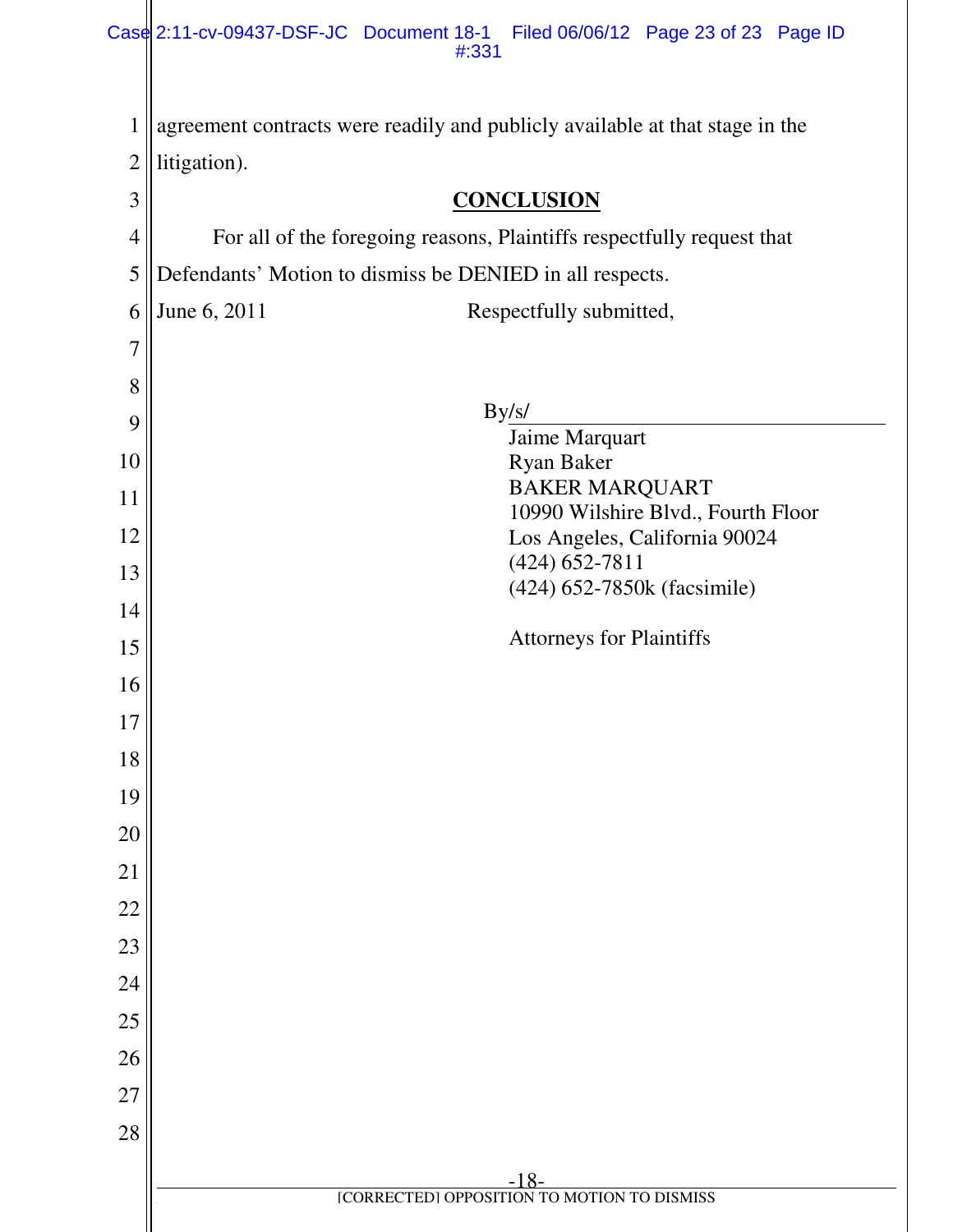agreement contracts were readily and publicly available at that stage in the litigation).

## CONCLUSION

For all of the foregoing reasons, Plaintiffs respectfully request that Defendants' Motion to dismiss be DENIED in all respects.

June 6, 2011

Respectfully submitted,

By/s/

Jaime Marquart
Ryan Baker
BAKER MARQUART
10990 Wilshire Blvd., Fourth Floor
Los Angeles, California 90024
(424) 652-7811
(424) 652-7850k (facsimile)

Attorneys for Plaintiffs

[CORRECTED] OPPOSITION TO MOTION TO DISMISS